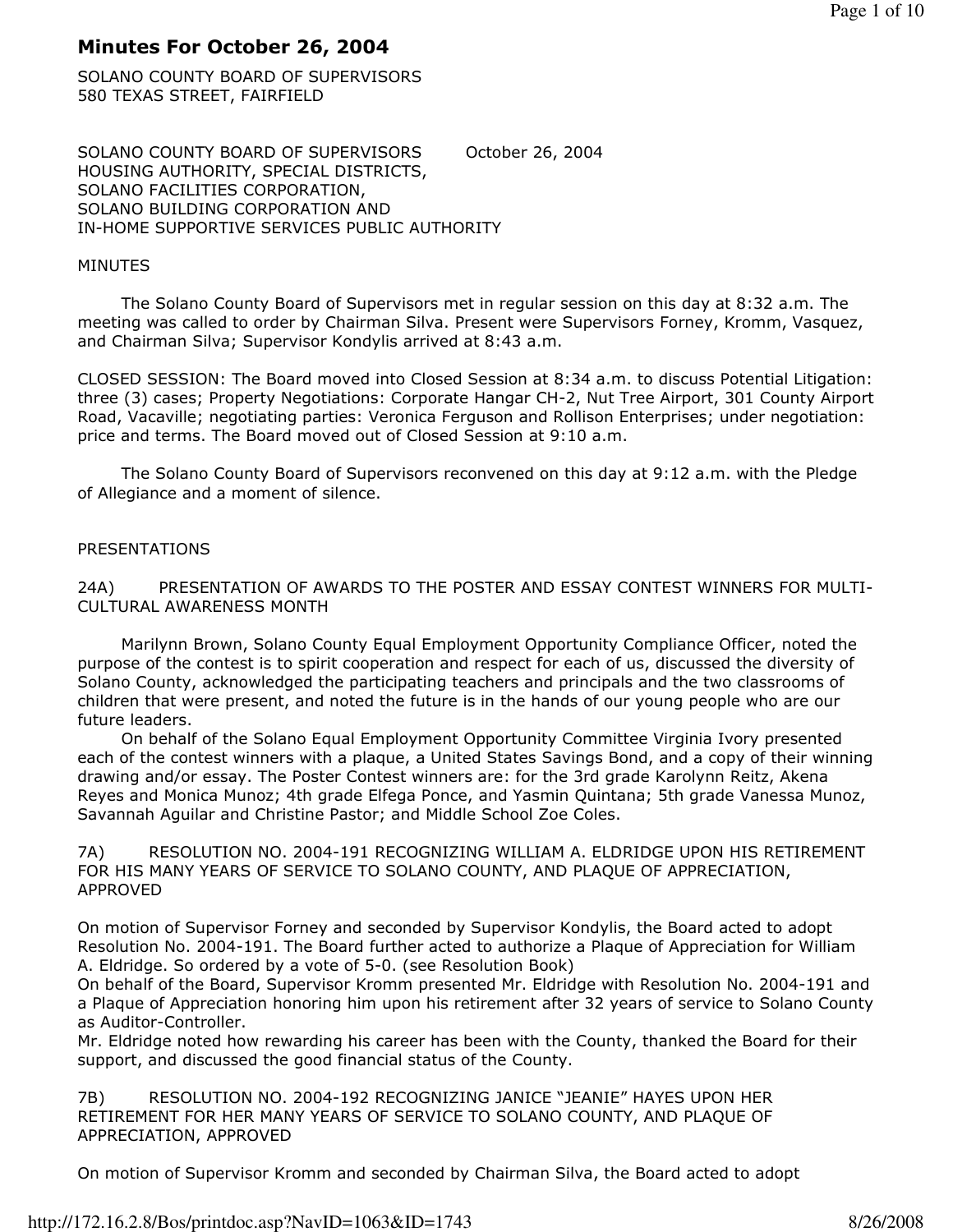# Minutes For October 26, 2004

SOLANO COUNTY BOARD OF SUPERVISORS
580 TEXAS STREET, FAIRFIELD

SOLANO COUNTY BOARD OF SUPERVISORS October 26, 2004
HOUSING AUTHORITY, SPECIAL DISTRICTS,
SOLANO FACILITIES CORPORATION,
SOLANO BUILDING CORPORATION AND
IN-HOME SUPPORTIVE SERVICES PUBLIC AUTHORITY

MINUTES

The Solano County Board of Supervisors met in regular session on this day at 8:32 a.m. The meeting was called to order by Chairman Silva. Present were Supervisors Forney, Kromm, Vasquez, and Chairman Silva; Supervisor Kondylis arrived at 8:43 a.m.

CLOSED SESSION: The Board moved into Closed Session at 8:34 a.m. to discuss Potential Litigation: three (3) cases; Property Negotiations: Corporate Hangar CH-2, Nut Tree Airport, 301 County Airport Road, Vacaville; negotiating parties: Veronica Ferguson and Rollison Enterprises; under negotiation: price and terms. The Board moved out of Closed Session at 9:10 a.m.

The Solano County Board of Supervisors reconvened on this day at 9:12 a.m. with the Pledge of Allegiance and a moment of silence.

PRESENTATIONS

24A) PRESENTATION OF AWARDS TO THE POSTER AND ESSAY CONTEST WINNERS FOR MULTI-CULTURAL AWARENESS MONTH

Marilynn Brown, Solano County Equal Employment Opportunity Compliance Officer, noted the purpose of the contest is to spirit cooperation and respect for each of us, discussed the diversity of Solano County, acknowledged the participating teachers and principals and the two classrooms of children that were present, and noted the future is in the hands of our young people who are our future leaders.

On behalf of the Solano Equal Employment Opportunity Committee Virginia Ivory presented each of the contest winners with a plaque, a United States Savings Bond, and a copy of their winning drawing and/or essay. The Poster Contest winners are: for the 3rd grade Karolynn Reitz, Akena Reyes and Monica Munoz; 4th grade Elfega Ponce, and Yasmin Quintana; 5th grade Vanessa Munoz, Savannah Aguilar and Christine Pastor; and Middle School Zoe Coles.

7A) RESOLUTION NO. 2004-191 RECOGNIZING WILLIAM A. ELDRIDGE UPON HIS RETIREMENT FOR HIS MANY YEARS OF SERVICE TO SOLANO COUNTY, AND PLAQUE OF APPRECIATION, APPROVED

On motion of Supervisor Forney and seconded by Supervisor Kondylis, the Board acted to adopt Resolution No. 2004-191. The Board further acted to authorize a Plaque of Appreciation for William A. Eldridge. So ordered by a vote of 5-0. (see Resolution Book)

On behalf of the Board, Supervisor Kromm presented Mr. Eldridge with Resolution No. 2004-191 and a Plaque of Appreciation honoring him upon his retirement after 32 years of service to Solano County as Auditor-Controller.

Mr. Eldridge noted how rewarding his career has been with the County, thanked the Board for their support, and discussed the good financial status of the County.

7B) RESOLUTION NO. 2004-192 RECOGNIZING JANICE "JEANIE" HAYES UPON HER RETIREMENT FOR HER MANY YEARS OF SERVICE TO SOLANO COUNTY, AND PLAQUE OF APPRECIATION, APPROVED

On motion of Supervisor Kromm and seconded by Chairman Silva, the Board acted to adopt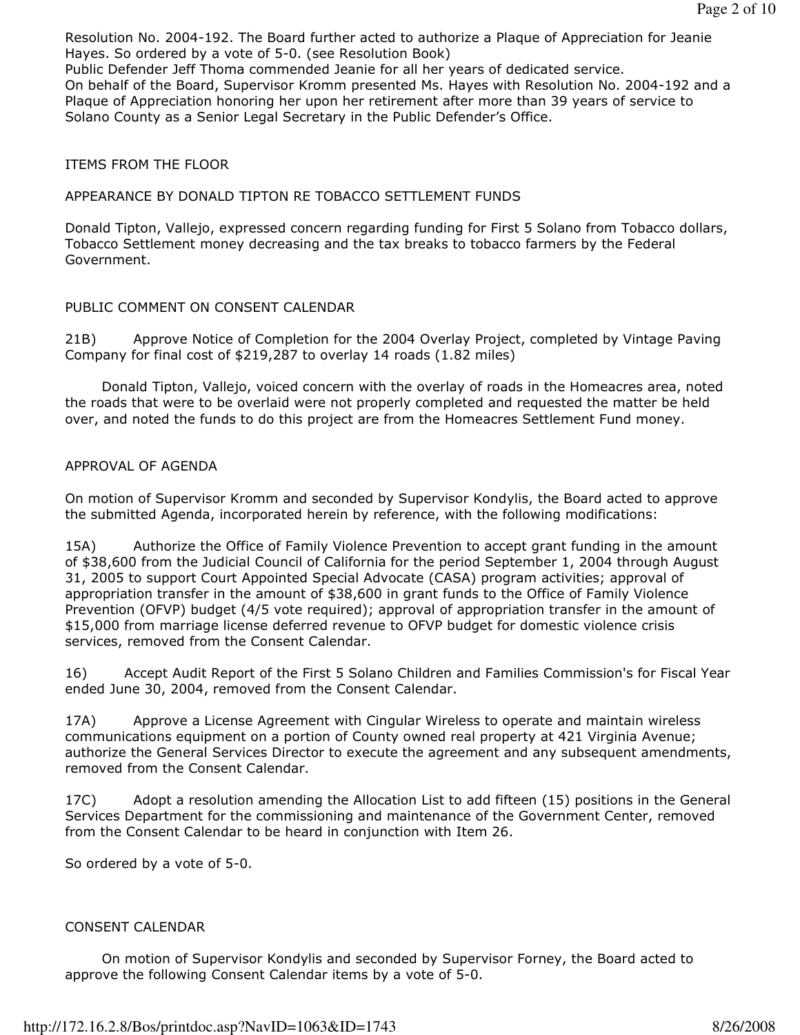Resolution No. 2004-192. The Board further acted to authorize a Plaque of Appreciation for Jeanie Hayes. So ordered by a vote of 5-0. (see Resolution Book)
Public Defender Jeff Thoma commended Jeanie for all her years of dedicated service.
On behalf of the Board, Supervisor Kromm presented Ms. Hayes with Resolution No. 2004-192 and a Plaque of Appreciation honoring her upon her retirement after more than 39 years of service to Solano County as a Senior Legal Secretary in the Public Defender's Office.

ITEMS FROM THE FLOOR

APPEARANCE BY DONALD TIPTON RE TOBACCO SETTLEMENT FUNDS

Donald Tipton, Vallejo, expressed concern regarding funding for First 5 Solano from Tobacco dollars, Tobacco Settlement money decreasing and the tax breaks to tobacco farmers by the Federal Government.

PUBLIC COMMENT ON CONSENT CALENDAR

21B) Approve Notice of Completion for the 2004 Overlay Project, completed by Vintage Paving Company for final cost of $219,287 to overlay 14 roads (1.82 miles)

Donald Tipton, Vallejo, voiced concern with the overlay of roads in the Homeacres area, noted the roads that were to be overlaid were not properly completed and requested the matter be held over, and noted the funds to do this project are from the Homeacres Settlement Fund money.

APPROVAL OF AGENDA

On motion of Supervisor Kromm and seconded by Supervisor Kondylis, the Board acted to approve the submitted Agenda, incorporated herein by reference, with the following modifications:

15A) Authorize the Office of Family Violence Prevention to accept grant funding in the amount of $38,600 from the Judicial Council of California for the period September 1, 2004 through August 31, 2005 to support Court Appointed Special Advocate (CASA) program activities; approval of appropriation transfer in the amount of $38,600 in grant funds to the Office of Family Violence Prevention (OFVP) budget (4/5 vote required); approval of appropriation transfer in the amount of $15,000 from marriage license deferred revenue to OFVP budget for domestic violence crisis services, removed from the Consent Calendar.

16) Accept Audit Report of the First 5 Solano Children and Families Commission's for Fiscal Year ended June 30, 2004, removed from the Consent Calendar.

17A) Approve a License Agreement with Cingular Wireless to operate and maintain wireless communications equipment on a portion of County owned real property at 421 Virginia Avenue; authorize the General Services Director to execute the agreement and any subsequent amendments, removed from the Consent Calendar.

17C) Adopt a resolution amending the Allocation List to add fifteen (15) positions in the General Services Department for the commissioning and maintenance of the Government Center, removed from the Consent Calendar to be heard in conjunction with Item 26.

So ordered by a vote of 5-0.

CONSENT CALENDAR

On motion of Supervisor Kondylis and seconded by Supervisor Forney, the Board acted to approve the following Consent Calendar items by a vote of 5-0.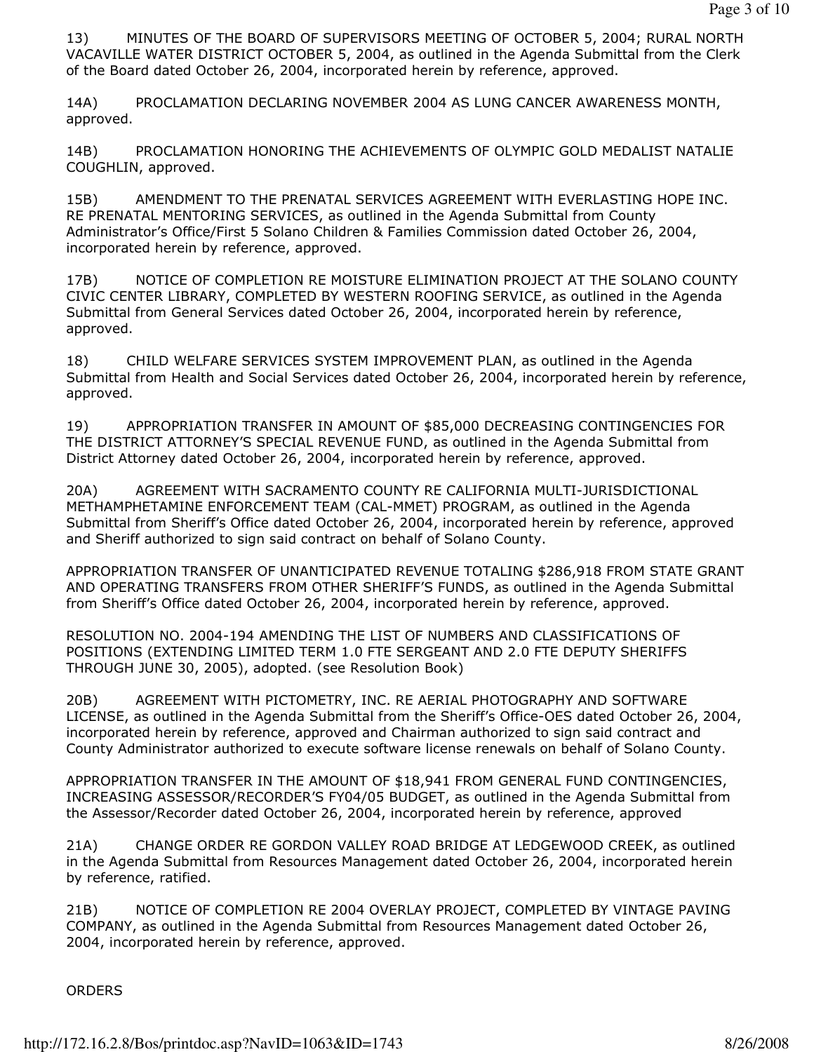13) MINUTES OF THE BOARD OF SUPERVISORS MEETING OF OCTOBER 5, 2004; RURAL NORTH VACAVILLE WATER DISTRICT OCTOBER 5, 2004, as outlined in the Agenda Submittal from the Clerk of the Board dated October 26, 2004, incorporated herein by reference, approved.

14A) PROCLAMATION DECLARING NOVEMBER 2004 AS LUNG CANCER AWARENESS MONTH, approved.

14B) PROCLAMATION HONORING THE ACHIEVEMENTS OF OLYMPIC GOLD MEDALIST NATALIE COUGHLIN, approved.

15B) AMENDMENT TO THE PRENATAL SERVICES AGREEMENT WITH EVERLASTING HOPE INC. RE PRENATAL MENTORING SERVICES, as outlined in the Agenda Submittal from County Administrator's Office/First 5 Solano Children & Families Commission dated October 26, 2004, incorporated herein by reference, approved.

17B) NOTICE OF COMPLETION RE MOISTURE ELIMINATION PROJECT AT THE SOLANO COUNTY CIVIC CENTER LIBRARY, COMPLETED BY WESTERN ROOFING SERVICE, as outlined in the Agenda Submittal from General Services dated October 26, 2004, incorporated herein by reference, approved.

18) CHILD WELFARE SERVICES SYSTEM IMPROVEMENT PLAN, as outlined in the Agenda Submittal from Health and Social Services dated October 26, 2004, incorporated herein by reference, approved.

19) APPROPRIATION TRANSFER IN AMOUNT OF $85,000 DECREASING CONTINGENCIES FOR THE DISTRICT ATTORNEY'S SPECIAL REVENUE FUND, as outlined in the Agenda Submittal from District Attorney dated October 26, 2004, incorporated herein by reference, approved.

20A) AGREEMENT WITH SACRAMENTO COUNTY RE CALIFORNIA MULTI-JURISDICTIONAL METHAMPHETAMINE ENFORCEMENT TEAM (CAL-MMET) PROGRAM, as outlined in the Agenda Submittal from Sheriff's Office dated October 26, 2004, incorporated herein by reference, approved and Sheriff authorized to sign said contract on behalf of Solano County.

APPROPRIATION TRANSFER OF UNANTICIPATED REVENUE TOTALING $286,918 FROM STATE GRANT AND OPERATING TRANSFERS FROM OTHER SHERIFF'S FUNDS, as outlined in the Agenda Submittal from Sheriff's Office dated October 26, 2004, incorporated herein by reference, approved.

RESOLUTION NO. 2004-194 AMENDING THE LIST OF NUMBERS AND CLASSIFICATIONS OF POSITIONS (EXTENDING LIMITED TERM 1.0 FTE SERGEANT AND 2.0 FTE DEPUTY SHERIFFS THROUGH JUNE 30, 2005), adopted. (see Resolution Book)

20B) AGREEMENT WITH PICTOMETRY, INC. RE AERIAL PHOTOGRAPHY AND SOFTWARE LICENSE, as outlined in the Agenda Submittal from the Sheriff's Office-OES dated October 26, 2004, incorporated herein by reference, approved and Chairman authorized to sign said contract and County Administrator authorized to execute software license renewals on behalf of Solano County.

APPROPRIATION TRANSFER IN THE AMOUNT OF $18,941 FROM GENERAL FUND CONTINGENCIES, INCREASING ASSESSOR/RECORDER'S FY04/05 BUDGET, as outlined in the Agenda Submittal from the Assessor/Recorder dated October 26, 2004, incorporated herein by reference, approved

21A) CHANGE ORDER RE GORDON VALLEY ROAD BRIDGE AT LEDGEWOOD CREEK, as outlined in the Agenda Submittal from Resources Management dated October 26, 2004, incorporated herein by reference, ratified.

21B) NOTICE OF COMPLETION RE 2004 OVERLAY PROJECT, COMPLETED BY VINTAGE PAVING COMPANY, as outlined in the Agenda Submittal from Resources Management dated October 26, 2004, incorporated herein by reference, approved.

ORDERS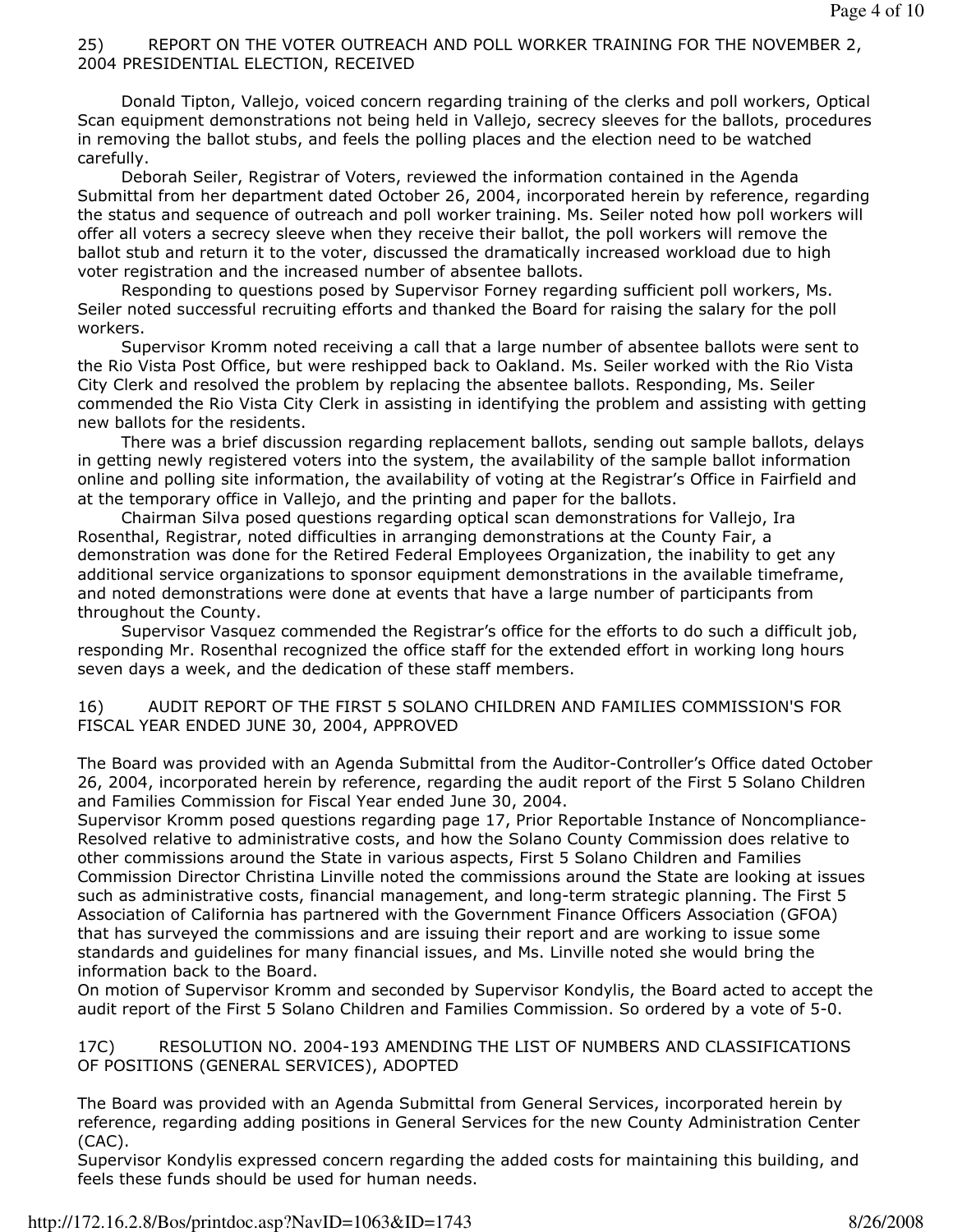## 25) REPORT ON THE VOTER OUTREACH AND POLL WORKER TRAINING FOR THE NOVEMBER 2, 2004 PRESIDENTIAL ELECTION, RECEIVED

Donald Tipton, Vallejo, voiced concern regarding training of the clerks and poll workers, Optical Scan equipment demonstrations not being held in Vallejo, secrecy sleeves for the ballots, procedures in removing the ballot stubs, and feels the polling places and the election need to be watched carefully.

Deborah Seiler, Registrar of Voters, reviewed the information contained in the Agenda Submittal from her department dated October 26, 2004, incorporated herein by reference, regarding the status and sequence of outreach and poll worker training. Ms. Seiler noted how poll workers will offer all voters a secrecy sleeve when they receive their ballot, the poll workers will remove the ballot stub and return it to the voter, discussed the dramatically increased workload due to high voter registration and the increased number of absentee ballots.

Responding to questions posed by Supervisor Forney regarding sufficient poll workers, Ms. Seiler noted successful recruiting efforts and thanked the Board for raising the salary for the poll workers.

Supervisor Kromm noted receiving a call that a large number of absentee ballots were sent to the Rio Vista Post Office, but were reshipped back to Oakland. Ms. Seiler worked with the Rio Vista City Clerk and resolved the problem by replacing the absentee ballots. Responding, Ms. Seiler commended the Rio Vista City Clerk in assisting in identifying the problem and assisting with getting new ballots for the residents.

There was a brief discussion regarding replacement ballots, sending out sample ballots, delays in getting newly registered voters into the system, the availability of the sample ballot information online and polling site information, the availability of voting at the Registrar's Office in Fairfield and at the temporary office in Vallejo, and the printing and paper for the ballots.

Chairman Silva posed questions regarding optical scan demonstrations for Vallejo, Ira Rosenthal, Registrar, noted difficulties in arranging demonstrations at the County Fair, a demonstration was done for the Retired Federal Employees Organization, the inability to get any additional service organizations to sponsor equipment demonstrations in the available timeframe, and noted demonstrations were done at events that have a large number of participants from throughout the County.

Supervisor Vasquez commended the Registrar's office for the efforts to do such a difficult job, responding Mr. Rosenthal recognized the office staff for the extended effort in working long hours seven days a week, and the dedication of these staff members.

## 16) AUDIT REPORT OF THE FIRST 5 SOLANO CHILDREN AND FAMILIES COMMISSION'S FOR FISCAL YEAR ENDED JUNE 30, 2004, APPROVED

The Board was provided with an Agenda Submittal from the Auditor-Controller's Office dated October 26, 2004, incorporated herein by reference, regarding the audit report of the First 5 Solano Children and Families Commission for Fiscal Year ended June 30, 2004.

Supervisor Kromm posed questions regarding page 17, Prior Reportable Instance of Noncompliance-Resolved relative to administrative costs, and how the Solano County Commission does relative to other commissions around the State in various aspects, First 5 Solano Children and Families Commission Director Christina Linville noted the commissions around the State are looking at issues such as administrative costs, financial management, and long-term strategic planning. The First 5 Association of California has partnered with the Government Finance Officers Association (GFOA) that has surveyed the commissions and are issuing their report and are working to issue some standards and guidelines for many financial issues, and Ms. Linville noted she would bring the information back to the Board.

On motion of Supervisor Kromm and seconded by Supervisor Kondylis, the Board acted to accept the audit report of the First 5 Solano Children and Families Commission. So ordered by a vote of 5-0.

## 17C) RESOLUTION NO. 2004-193 AMENDING THE LIST OF NUMBERS AND CLASSIFICATIONS OF POSITIONS (GENERAL SERVICES), ADOPTED

The Board was provided with an Agenda Submittal from General Services, incorporated herein by reference, regarding adding positions in General Services for the new County Administration Center (CAC).

Supervisor Kondylis expressed concern regarding the added costs for maintaining this building, and feels these funds should be used for human needs.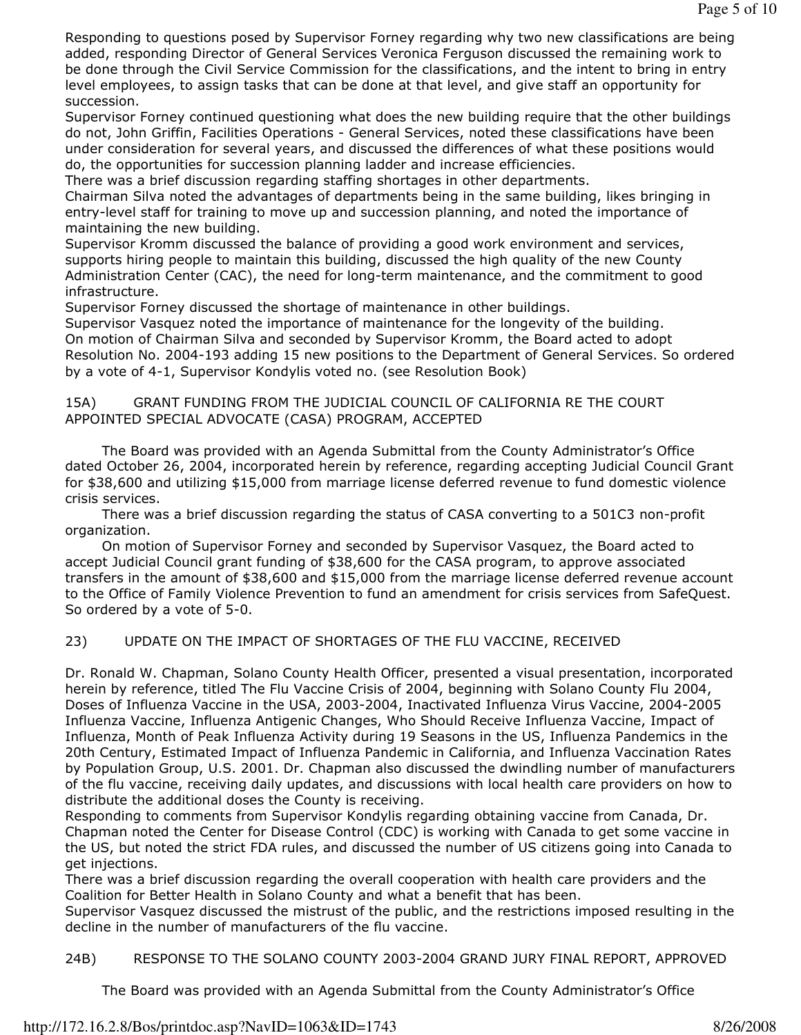Responding to questions posed by Supervisor Forney regarding why two new classifications are being added, responding Director of General Services Veronica Ferguson discussed the remaining work to be done through the Civil Service Commission for the classifications, and the intent to bring in entry level employees, to assign tasks that can be done at that level, and give staff an opportunity for succession.

Supervisor Forney continued questioning what does the new building require that the other buildings do not, John Griffin, Facilities Operations - General Services, noted these classifications have been under consideration for several years, and discussed the differences of what these positions would do, the opportunities for succession planning ladder and increase efficiencies.

There was a brief discussion regarding staffing shortages in other departments.

Chairman Silva noted the advantages of departments being in the same building, likes bringing in entry-level staff for training to move up and succession planning, and noted the importance of maintaining the new building.

Supervisor Kromm discussed the balance of providing a good work environment and services, supports hiring people to maintain this building, discussed the high quality of the new County Administration Center (CAC), the need for long-term maintenance, and the commitment to good infrastructure.

Supervisor Forney discussed the shortage of maintenance in other buildings.

Supervisor Vasquez noted the importance of maintenance for the longevity of the building.

On motion of Chairman Silva and seconded by Supervisor Kromm, the Board acted to adopt Resolution No. 2004-193 adding 15 new positions to the Department of General Services. So ordered by a vote of 4-1, Supervisor Kondylis voted no. (see Resolution Book)

## 15A) GRANT FUNDING FROM THE JUDICIAL COUNCIL OF CALIFORNIA RE THE COURT APPOINTED SPECIAL ADVOCATE (CASA) PROGRAM, ACCEPTED

The Board was provided with an Agenda Submittal from the County Administrator's Office dated October 26, 2004, incorporated herein by reference, regarding accepting Judicial Council Grant for $38,600 and utilizing $15,000 from marriage license deferred revenue to fund domestic violence crisis services.

There was a brief discussion regarding the status of CASA converting to a 501C3 non-profit organization.

On motion of Supervisor Forney and seconded by Supervisor Vasquez, the Board acted to accept Judicial Council grant funding of $38,600 for the CASA program, to approve associated transfers in the amount of $38,600 and $15,000 from the marriage license deferred revenue account to the Office of Family Violence Prevention to fund an amendment for crisis services from SafeQuest. So ordered by a vote of 5-0.

## 23) UPDATE ON THE IMPACT OF SHORTAGES OF THE FLU VACCINE, RECEIVED

Dr. Ronald W. Chapman, Solano County Health Officer, presented a visual presentation, incorporated herein by reference, titled The Flu Vaccine Crisis of 2004, beginning with Solano County Flu 2004, Doses of Influenza Vaccine in the USA, 2003-2004, Inactivated Influenza Virus Vaccine, 2004-2005 Influenza Vaccine, Influenza Antigenic Changes, Who Should Receive Influenza Vaccine, Impact of Influenza, Month of Peak Influenza Activity during 19 Seasons in the US, Influenza Pandemics in the 20th Century, Estimated Impact of Influenza Pandemic in California, and Influenza Vaccination Rates by Population Group, U.S. 2001. Dr. Chapman also discussed the dwindling number of manufacturers of the flu vaccine, receiving daily updates, and discussions with local health care providers on how to distribute the additional doses the County is receiving.

Responding to comments from Supervisor Kondylis regarding obtaining vaccine from Canada, Dr. Chapman noted the Center for Disease Control (CDC) is working with Canada to get some vaccine in the US, but noted the strict FDA rules, and discussed the number of US citizens going into Canada to get injections.

There was a brief discussion regarding the overall cooperation with health care providers and the Coalition for Better Health in Solano County and what a benefit that has been.

Supervisor Vasquez discussed the mistrust of the public, and the restrictions imposed resulting in the decline in the number of manufacturers of the flu vaccine.

## 24B) RESPONSE TO THE SOLANO COUNTY 2003-2004 GRAND JURY FINAL REPORT, APPROVED

The Board was provided with an Agenda Submittal from the County Administrator's Office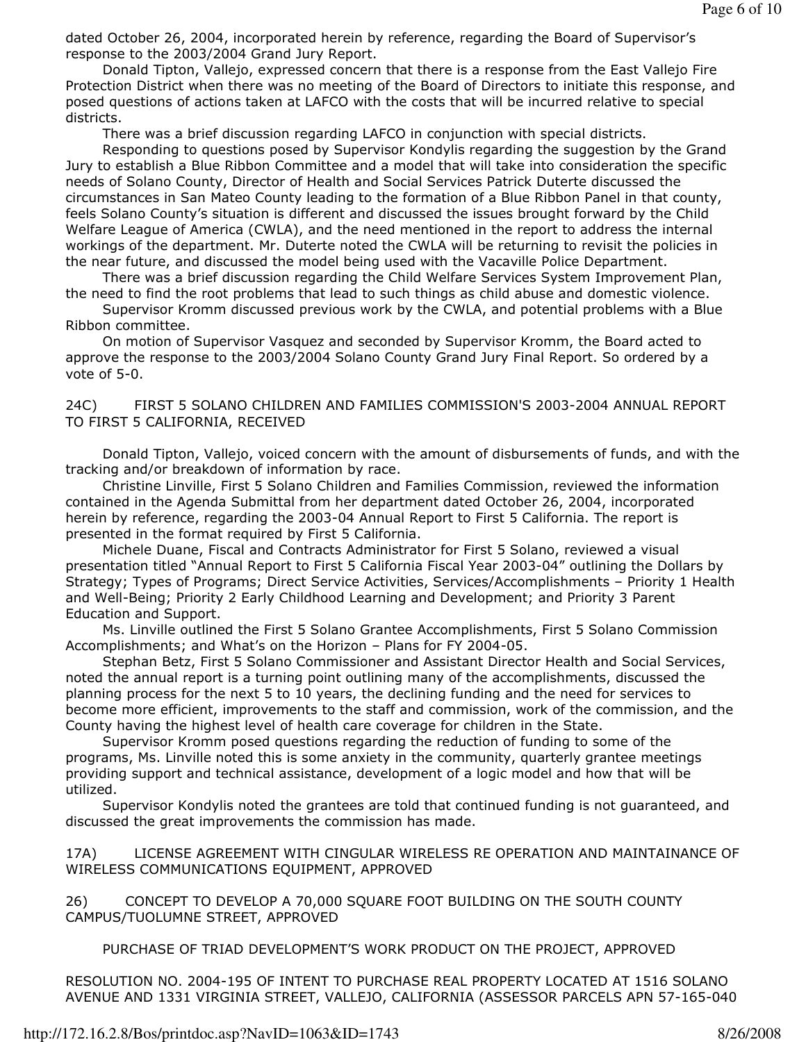dated October 26, 2004, incorporated herein by reference, regarding the Board of Supervisor's response to the 2003/2004 Grand Jury Report.

Donald Tipton, Vallejo, expressed concern that there is a response from the East Vallejo Fire Protection District when there was no meeting of the Board of Directors to initiate this response, and posed questions of actions taken at LAFCO with the costs that will be incurred relative to special districts.

There was a brief discussion regarding LAFCO in conjunction with special districts.

Responding to questions posed by Supervisor Kondylis regarding the suggestion by the Grand Jury to establish a Blue Ribbon Committee and a model that will take into consideration the specific needs of Solano County, Director of Health and Social Services Patrick Duterte discussed the circumstances in San Mateo County leading to the formation of a Blue Ribbon Panel in that county, feels Solano County's situation is different and discussed the issues brought forward by the Child Welfare League of America (CWLA), and the need mentioned in the report to address the internal workings of the department. Mr. Duterte noted the CWLA will be returning to revisit the policies in the near future, and discussed the model being used with the Vacaville Police Department.

There was a brief discussion regarding the Child Welfare Services System Improvement Plan, the need to find the root problems that lead to such things as child abuse and domestic violence.

Supervisor Kromm discussed previous work by the CWLA, and potential problems with a Blue Ribbon committee.

On motion of Supervisor Vasquez and seconded by Supervisor Kromm, the Board acted to approve the response to the 2003/2004 Solano County Grand Jury Final Report. So ordered by a vote of 5-0.

24C) FIRST 5 SOLANO CHILDREN AND FAMILIES COMMISSION'S 2003-2004 ANNUAL REPORT TO FIRST 5 CALIFORNIA, RECEIVED

Donald Tipton, Vallejo, voiced concern with the amount of disbursements of funds, and with the tracking and/or breakdown of information by race.

Christine Linville, First 5 Solano Children and Families Commission, reviewed the information contained in the Agenda Submittal from her department dated October 26, 2004, incorporated herein by reference, regarding the 2003-04 Annual Report to First 5 California. The report is presented in the format required by First 5 California.

Michele Duane, Fiscal and Contracts Administrator for First 5 Solano, reviewed a visual presentation titled "Annual Report to First 5 California Fiscal Year 2003-04" outlining the Dollars by Strategy; Types of Programs; Direct Service Activities, Services/Accomplishments – Priority 1 Health and Well-Being; Priority 2 Early Childhood Learning and Development; and Priority 3 Parent Education and Support.

Ms. Linville outlined the First 5 Solano Grantee Accomplishments, First 5 Solano Commission Accomplishments; and What's on the Horizon – Plans for FY 2004-05.

Stephan Betz, First 5 Solano Commissioner and Assistant Director Health and Social Services, noted the annual report is a turning point outlining many of the accomplishments, discussed the planning process for the next 5 to 10 years, the declining funding and the need for services to become more efficient, improvements to the staff and commission, work of the commission, and the County having the highest level of health care coverage for children in the State.

Supervisor Kromm posed questions regarding the reduction of funding to some of the programs, Ms. Linville noted this is some anxiety in the community, quarterly grantee meetings providing support and technical assistance, development of a logic model and how that will be utilized.

Supervisor Kondylis noted the grantees are told that continued funding is not guaranteed, and discussed the great improvements the commission has made.

17A) LICENSE AGREEMENT WITH CINGULAR WIRELESS RE OPERATION AND MAINTAINANCE OF WIRELESS COMMUNICATIONS EQUIPMENT, APPROVED

26) CONCEPT TO DEVELOP A 70,000 SQUARE FOOT BUILDING ON THE SOUTH COUNTY CAMPUS/TUOLUMNE STREET, APPROVED

PURCHASE OF TRIAD DEVELOPMENT'S WORK PRODUCT ON THE PROJECT, APPROVED

RESOLUTION NO. 2004-195 OF INTENT TO PURCHASE REAL PROPERTY LOCATED AT 1516 SOLANO AVENUE AND 1331 VIRGINIA STREET, VALLEJO, CALIFORNIA (ASSESSOR PARCELS APN 57-165-040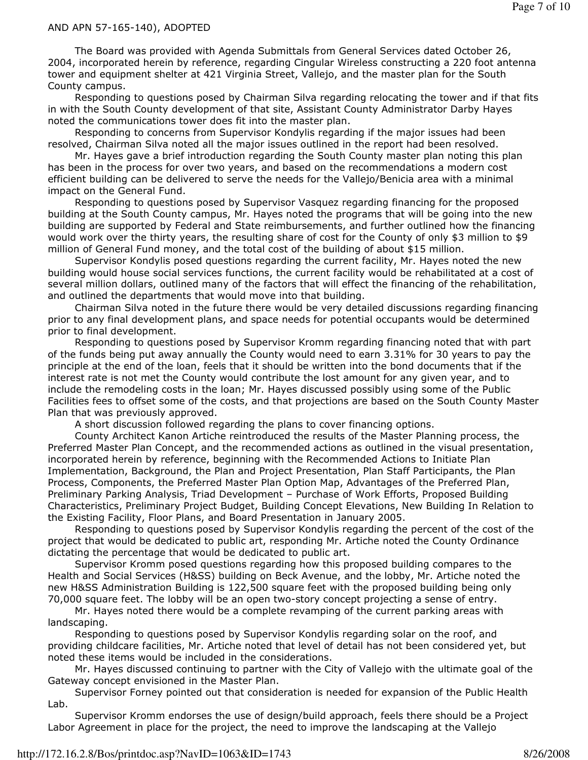AND APN 57-165-140), ADOPTED

The Board was provided with Agenda Submittals from General Services dated October 26, 2004, incorporated herein by reference, regarding Cingular Wireless constructing a 220 foot antenna tower and equipment shelter at 421 Virginia Street, Vallejo, and the master plan for the South County campus.

Responding to questions posed by Chairman Silva regarding relocating the tower and if that fits in with the South County development of that site, Assistant County Administrator Darby Hayes noted the communications tower does fit into the master plan.

Responding to concerns from Supervisor Kondylis regarding if the major issues had been resolved, Chairman Silva noted all the major issues outlined in the report had been resolved.

Mr. Hayes gave a brief introduction regarding the South County master plan noting this plan has been in the process for over two years, and based on the recommendations a modern cost efficient building can be delivered to serve the needs for the Vallejo/Benicia area with a minimal impact on the General Fund.

Responding to questions posed by Supervisor Vasquez regarding financing for the proposed building at the South County campus, Mr. Hayes noted the programs that will be going into the new building are supported by Federal and State reimbursements, and further outlined how the financing would work over the thirty years, the resulting share of cost for the County of only $3 million to $9 million of General Fund money, and the total cost of the building of about $15 million.

Supervisor Kondylis posed questions regarding the current facility, Mr. Hayes noted the new building would house social services functions, the current facility would be rehabilitated at a cost of several million dollars, outlined many of the factors that will effect the financing of the rehabilitation, and outlined the departments that would move into that building.

Chairman Silva noted in the future there would be very detailed discussions regarding financing prior to any final development plans, and space needs for potential occupants would be determined prior to final development.

Responding to questions posed by Supervisor Kromm regarding financing noted that with part of the funds being put away annually the County would need to earn 3.31% for 30 years to pay the principle at the end of the loan, feels that it should be written into the bond documents that if the interest rate is not met the County would contribute the lost amount for any given year, and to include the remodeling costs in the loan; Mr. Hayes discussed possibly using some of the Public Facilities fees to offset some of the costs, and that projections are based on the South County Master Plan that was previously approved.

A short discussion followed regarding the plans to cover financing options.

County Architect Kanon Artiche reintroduced the results of the Master Planning process, the Preferred Master Plan Concept, and the recommended actions as outlined in the visual presentation, incorporated herein by reference, beginning with the Recommended Actions to Initiate Plan Implementation, Background, the Plan and Project Presentation, Plan Staff Participants, the Plan Process, Components, the Preferred Master Plan Option Map, Advantages of the Preferred Plan, Preliminary Parking Analysis, Triad Development – Purchase of Work Efforts, Proposed Building Characteristics, Preliminary Project Budget, Building Concept Elevations, New Building In Relation to the Existing Facility, Floor Plans, and Board Presentation in January 2005.

Responding to questions posed by Supervisor Kondylis regarding the percent of the cost of the project that would be dedicated to public art, responding Mr. Artiche noted the County Ordinance dictating the percentage that would be dedicated to public art.

Supervisor Kromm posed questions regarding how this proposed building compares to the Health and Social Services (H&SS) building on Beck Avenue, and the lobby, Mr. Artiche noted the new H&SS Administration Building is 122,500 square feet with the proposed building being only 70,000 square feet. The lobby will be an open two-story concept projecting a sense of entry.

Mr. Hayes noted there would be a complete revamping of the current parking areas with landscaping.

Responding to questions posed by Supervisor Kondylis regarding solar on the roof, and providing childcare facilities, Mr. Artiche noted that level of detail has not been considered yet, but noted these items would be included in the considerations.

Mr. Hayes discussed continuing to partner with the City of Vallejo with the ultimate goal of the Gateway concept envisioned in the Master Plan.

Supervisor Forney pointed out that consideration is needed for expansion of the Public Health Lab.

Supervisor Kromm endorses the use of design/build approach, feels there should be a Project Labor Agreement in place for the project, the need to improve the landscaping at the Vallejo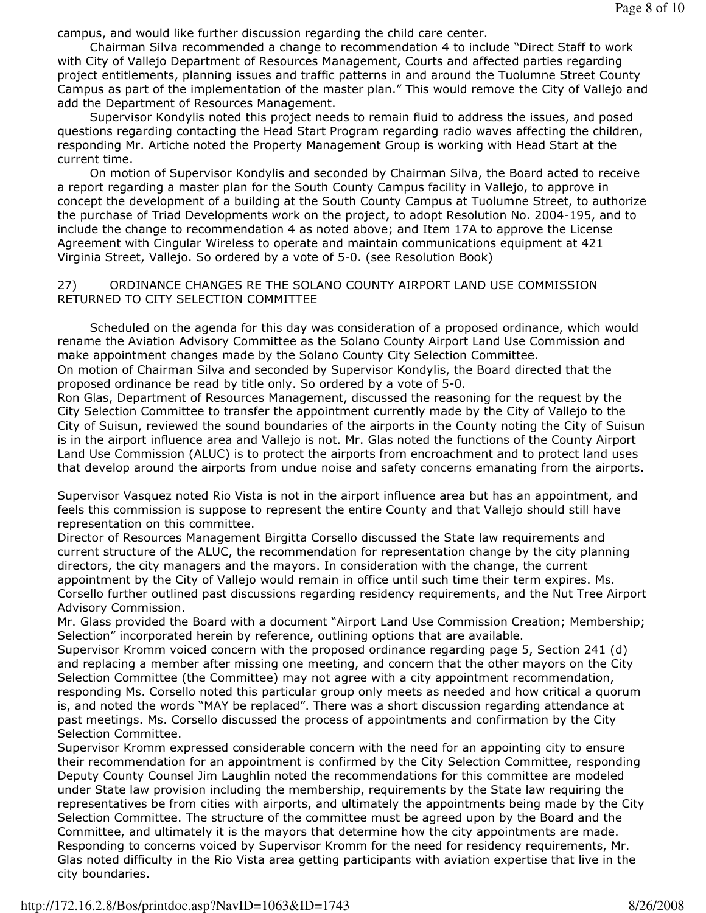campus, and would like further discussion regarding the child care center.

Chairman Silva recommended a change to recommendation 4 to include "Direct Staff to work with City of Vallejo Department of Resources Management, Courts and affected parties regarding project entitlements, planning issues and traffic patterns in and around the Tuolumne Street County Campus as part of the implementation of the master plan." This would remove the City of Vallejo and add the Department of Resources Management.

Supervisor Kondylis noted this project needs to remain fluid to address the issues, and posed questions regarding contacting the Head Start Program regarding radio waves affecting the children, responding Mr. Artiche noted the Property Management Group is working with Head Start at the current time.

On motion of Supervisor Kondylis and seconded by Chairman Silva, the Board acted to receive a report regarding a master plan for the South County Campus facility in Vallejo, to approve in concept the development of a building at the South County Campus at Tuolumne Street, to authorize the purchase of Triad Developments work on the project, to adopt Resolution No. 2004-195, and to include the change to recommendation 4 as noted above; and Item 17A to approve the License Agreement with Cingular Wireless to operate and maintain communications equipment at 421 Virginia Street, Vallejo. So ordered by a vote of 5-0. (see Resolution Book)

27) ORDINANCE CHANGES RE THE SOLANO COUNTY AIRPORT LAND USE COMMISSION RETURNED TO CITY SELECTION COMMITTEE

Scheduled on the agenda for this day was consideration of a proposed ordinance, which would rename the Aviation Advisory Committee as the Solano County Airport Land Use Commission and make appointment changes made by the Solano County City Selection Committee.

On motion of Chairman Silva and seconded by Supervisor Kondylis, the Board directed that the proposed ordinance be read by title only. So ordered by a vote of 5-0.

Ron Glas, Department of Resources Management, discussed the reasoning for the request by the City Selection Committee to transfer the appointment currently made by the City of Vallejo to the City of Suisun, reviewed the sound boundaries of the airports in the County noting the City of Suisun is in the airport influence area and Vallejo is not. Mr. Glas noted the functions of the County Airport Land Use Commission (ALUC) is to protect the airports from encroachment and to protect land uses that develop around the airports from undue noise and safety concerns emanating from the airports.

Supervisor Vasquez noted Rio Vista is not in the airport influence area but has an appointment, and feels this commission is suppose to represent the entire County and that Vallejo should still have representation on this committee.

Director of Resources Management Birgitta Corsello discussed the State law requirements and current structure of the ALUC, the recommendation for representation change by the city planning directors, the city managers and the mayors. In consideration with the change, the current appointment by the City of Vallejo would remain in office until such time their term expires. Ms. Corsello further outlined past discussions regarding residency requirements, and the Nut Tree Airport Advisory Commission.

Mr. Glass provided the Board with a document "Airport Land Use Commission Creation; Membership; Selection" incorporated herein by reference, outlining options that are available.

Supervisor Kromm voiced concern with the proposed ordinance regarding page 5, Section 241 (d) and replacing a member after missing one meeting, and concern that the other mayors on the City Selection Committee (the Committee) may not agree with a city appointment recommendation, responding Ms. Corsello noted this particular group only meets as needed and how critical a quorum is, and noted the words "MAY be replaced". There was a short discussion regarding attendance at past meetings. Ms. Corsello discussed the process of appointments and confirmation by the City Selection Committee.

Supervisor Kromm expressed considerable concern with the need for an appointing city to ensure their recommendation for an appointment is confirmed by the City Selection Committee, responding Deputy County Counsel Jim Laughlin noted the recommendations for this committee are modeled under State law provision including the membership, requirements by the State law requiring the representatives be from cities with airports, and ultimately the appointments being made by the City Selection Committee. The structure of the committee must be agreed upon by the Board and the Committee, and ultimately it is the mayors that determine how the city appointments are made. Responding to concerns voiced by Supervisor Kromm for the need for residency requirements, Mr. Glas noted difficulty in the Rio Vista area getting participants with aviation expertise that live in the city boundaries.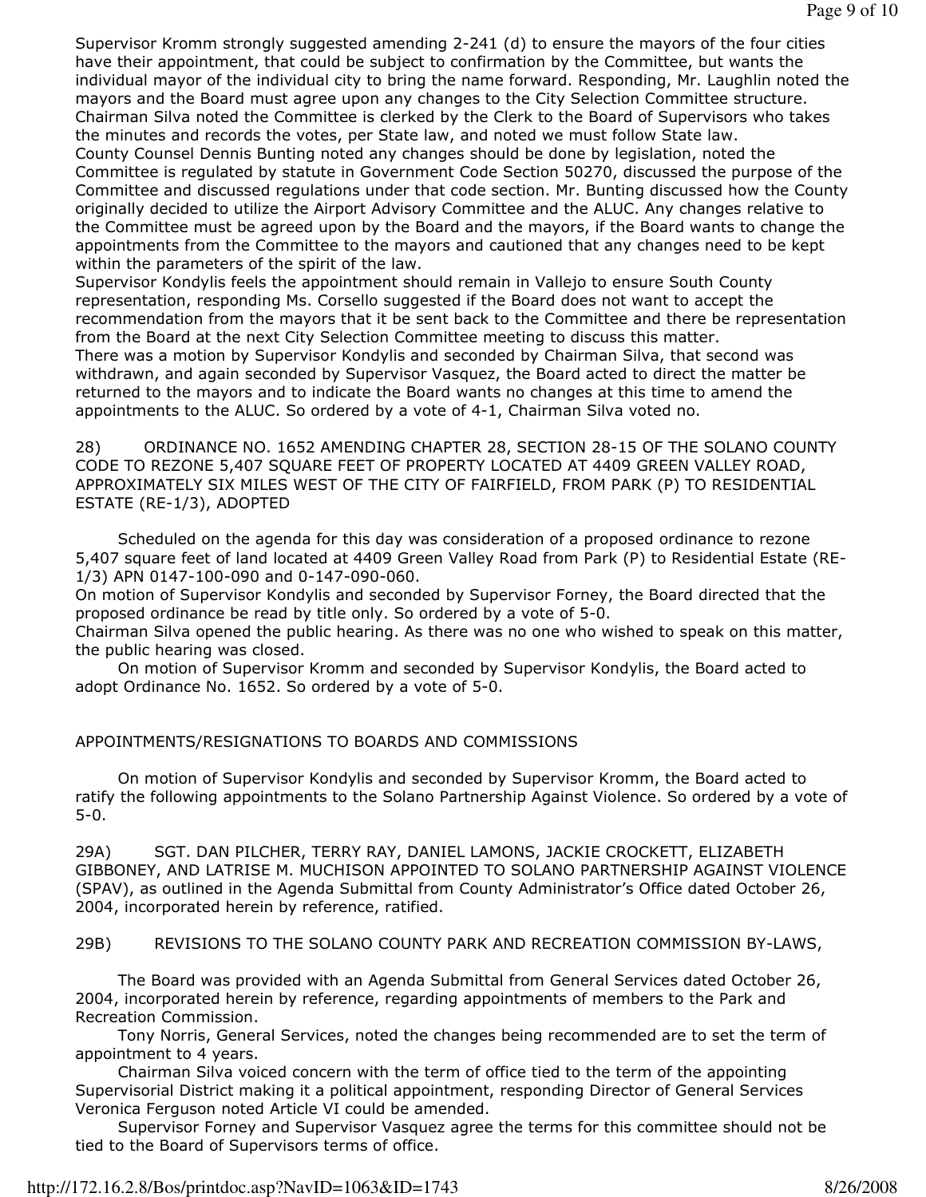Supervisor Kromm strongly suggested amending 2-241 (d) to ensure the mayors of the four cities have their appointment, that could be subject to confirmation by the Committee, but wants the individual mayor of the individual city to bring the name forward. Responding, Mr. Laughlin noted the mayors and the Board must agree upon any changes to the City Selection Committee structure. Chairman Silva noted the Committee is clerked by the Clerk to the Board of Supervisors who takes the minutes and records the votes, per State law, and noted we must follow State law.
County Counsel Dennis Bunting noted any changes should be done by legislation, noted the Committee is regulated by statute in Government Code Section 50270, discussed the purpose of the Committee and discussed regulations under that code section. Mr. Bunting discussed how the County originally decided to utilize the Airport Advisory Committee and the ALUC. Any changes relative to the Committee must be agreed upon by the Board and the mayors, if the Board wants to change the appointments from the Committee to the mayors and cautioned that any changes need to be kept within the parameters of the spirit of the law.
Supervisor Kondylis feels the appointment should remain in Vallejo to ensure South County representation, responding Ms. Corsello suggested if the Board does not want to accept the recommendation from the mayors that it be sent back to the Committee and there be representation from the Board at the next City Selection Committee meeting to discuss this matter.
There was a motion by Supervisor Kondylis and seconded by Chairman Silva, that second was withdrawn, and again seconded by Supervisor Vasquez, the Board acted to direct the matter be returned to the mayors and to indicate the Board wants no changes at this time to amend the appointments to the ALUC. So ordered by a vote of 4-1, Chairman Silva voted no.

28) ORDINANCE NO. 1652 AMENDING CHAPTER 28, SECTION 28-15 OF THE SOLANO COUNTY CODE TO REZONE 5,407 SQUARE FEET OF PROPERTY LOCATED AT 4409 GREEN VALLEY ROAD, APPROXIMATELY SIX MILES WEST OF THE CITY OF FAIRFIELD, FROM PARK (P) TO RESIDENTIAL ESTATE (RE-1/3), ADOPTED

Scheduled on the agenda for this day was consideration of a proposed ordinance to rezone 5,407 square feet of land located at 4409 Green Valley Road from Park (P) to Residential Estate (RE-1/3) APN 0147-100-090 and 0-147-090-060.
On motion of Supervisor Kondylis and seconded by Supervisor Forney, the Board directed that the proposed ordinance be read by title only. So ordered by a vote of 5-0.
Chairman Silva opened the public hearing. As there was no one who wished to speak on this matter, the public hearing was closed.
On motion of Supervisor Kromm and seconded by Supervisor Kondylis, the Board acted to adopt Ordinance No. 1652. So ordered by a vote of 5-0.

APPOINTMENTS/RESIGNATIONS TO BOARDS AND COMMISSIONS

On motion of Supervisor Kondylis and seconded by Supervisor Kromm, the Board acted to ratify the following appointments to the Solano Partnership Against Violence. So ordered by a vote of 5-0.

29A) SGT. DAN PILCHER, TERRY RAY, DANIEL LAMONS, JACKIE CROCKETT, ELIZABETH GIBBONEY, AND LATRISE M. MUCHISON APPOINTED TO SOLANO PARTNERSHIP AGAINST VIOLENCE (SPAV), as outlined in the Agenda Submittal from County Administrator's Office dated October 26, 2004, incorporated herein by reference, ratified.

29B) REVISIONS TO THE SOLANO COUNTY PARK AND RECREATION COMMISSION BY-LAWS,

The Board was provided with an Agenda Submittal from General Services dated October 26, 2004, incorporated herein by reference, regarding appointments of members to the Park and Recreation Commission.
Tony Norris, General Services, noted the changes being recommended are to set the term of appointment to 4 years.
Chairman Silva voiced concern with the term of office tied to the term of the appointing Supervisorial District making it a political appointment, responding Director of General Services Veronica Ferguson noted Article VI could be amended.
Supervisor Forney and Supervisor Vasquez agree the terms for this committee should not be tied to the Board of Supervisors terms of office.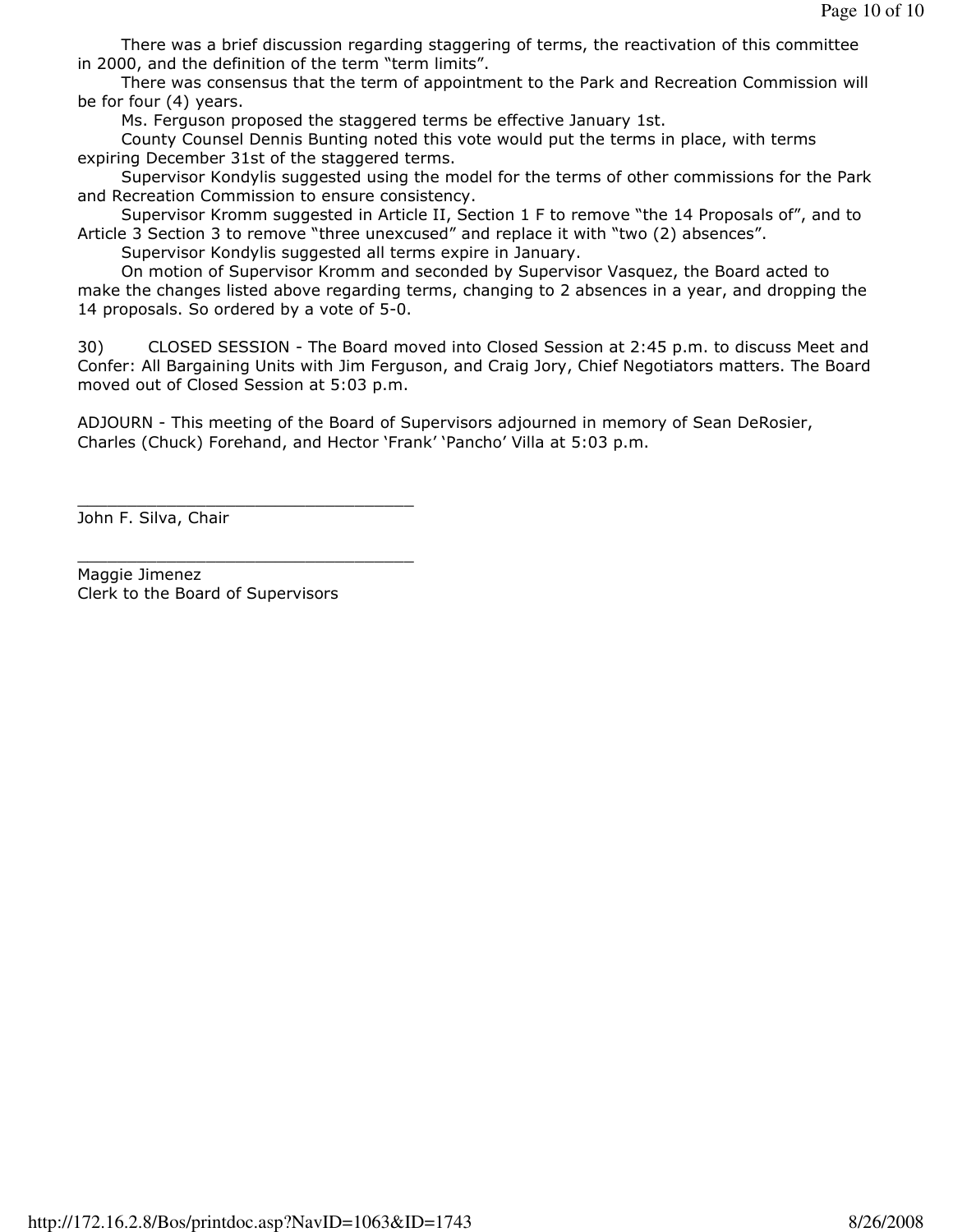There was a brief discussion regarding staggering of terms, the reactivation of this committee in 2000, and the definition of the term "term limits".

There was consensus that the term of appointment to the Park and Recreation Commission will be for four (4) years.

Ms. Ferguson proposed the staggered terms be effective January 1st.

County Counsel Dennis Bunting noted this vote would put the terms in place, with terms expiring December 31st of the staggered terms.

Supervisor Kondylis suggested using the model for the terms of other commissions for the Park and Recreation Commission to ensure consistency.

Supervisor Kromm suggested in Article II, Section 1 F to remove "the 14 Proposals of", and to Article 3 Section 3 to remove "three unexcused" and replace it with "two (2) absences".

Supervisor Kondylis suggested all terms expire in January.

On motion of Supervisor Kromm and seconded by Supervisor Vasquez, the Board acted to make the changes listed above regarding terms, changing to 2 absences in a year, and dropping the 14 proposals. So ordered by a vote of 5-0.

30) CLOSED SESSION - The Board moved into Closed Session at 2:45 p.m. to discuss Meet and Confer: All Bargaining Units with Jim Ferguson, and Craig Jory, Chief Negotiators matters. The Board moved out of Closed Session at 5:03 p.m.

ADJOURN - This meeting of the Board of Supervisors adjourned in memory of Sean DeRosier, Charles (Chuck) Forehand, and Hector 'Frank' 'Pancho' Villa at 5:03 p.m.

\_\_\_\_\_\_\_\_\_\_\_\_\_\_\_\_\_\_\_\_\_\_\_\_\_\_\_\_\_\_\_\_\_\_

John F. Silva, Chair

\_\_\_\_\_\_\_\_\_\_\_\_\_\_\_\_\_\_\_\_\_\_\_\_\_\_\_\_\_\_\_\_\_\_

Maggie Jimenez
Clerk to the Board of Supervisors